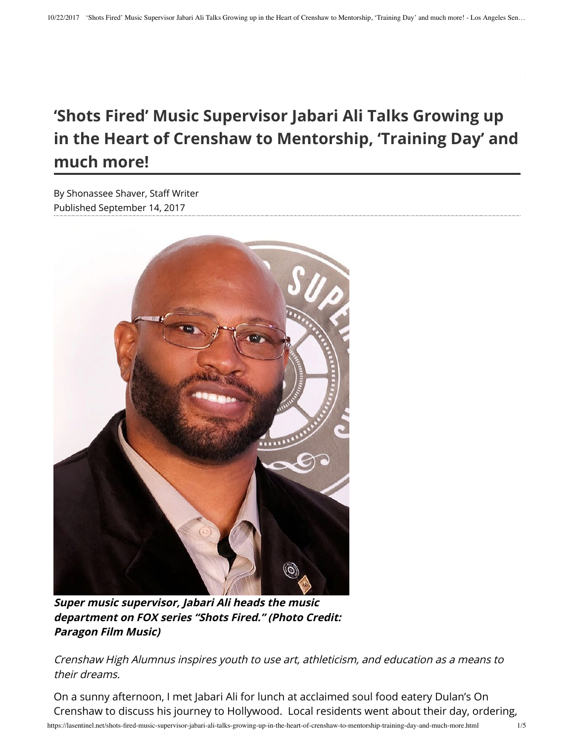# 'Shots Fired' Music Supervisor Jabari Ali Talks Growing up in the Heart of Crenshaw to Mentorship, 'Training Day' and much more!

By Shonassee Shaver, Staff Writer
Published September 14, 2017

***Super music supervisor, Jabari Ali heads the music department on FOX series "Shots Fired." (Photo Credit: Paragon Film Music)***

*Crenshaw High Alumnus inspires youth to use art, athleticism, and education as a means to their dreams.*

On a sunny afternoon, I met Jabari Ali for lunch at acclaimed soul food eatery Dulan's On Crenshaw to discuss his journey to Hollywood. Local residents went about their day, ordering,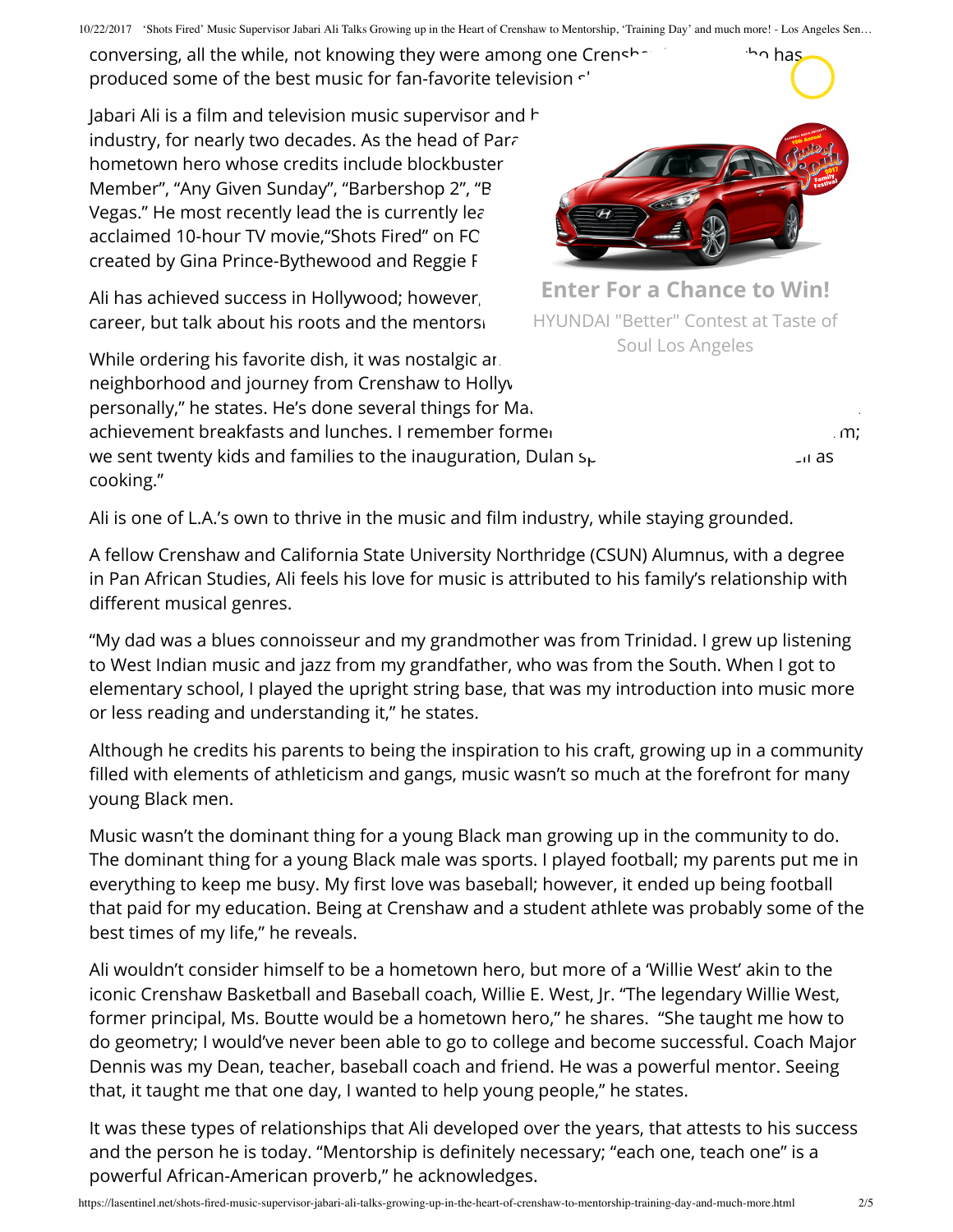conversing, all the while, not knowing they were among one Crensh... ...ho has produced some of the best music for fan-favorite television s...

Jabari Ali is a film and television music supervisor and h... industry, for nearly two decades. As the head of Para... hometown hero whose credits include blockbuster... Member", "Any Given Sunday", "Barbershop 2", "B... Vegas." He most recently lead the is currently lea... acclaimed 10-hour TV movie,"Shots Fired" on FO... created by Gina Prince-Bythewood and Reggie R...

Ali has achieved success in Hollywood; however, ... career, but talk about his roots and the mentors...

Enter For a Chance to Win!

HYUNDAI "Better" Contest at Taste of Soul Los Angeles

While ordering his favorite dish, it was nostalgic ar... neighborhood and journey from Crenshaw to Hollyw... personally," he states. He's done several things for Ma... achievement breakfasts and lunches. I remember forme... m; we sent twenty kids and families to the inauguration, Dulan sp... ...ll as cooking."

Ali is one of L.A.'s own to thrive in the music and film industry, while staying grounded.

A fellow Crenshaw and California State University Northridge (CSUN) Alumnus, with a degree in Pan African Studies, Ali feels his love for music is attributed to his family's relationship with different musical genres.

"My dad was a blues connoisseur and my grandmother was from Trinidad. I grew up listening to West Indian music and jazz from my grandfather, who was from the South. When I got to elementary school, I played the upright string base, that was my introduction into music more or less reading and understanding it," he states.

Although he credits his parents to being the inspiration to his craft, growing up in a community filled with elements of athleticism and gangs, music wasn't so much at the forefront for many young Black men.

Music wasn't the dominant thing for a young Black man growing up in the community to do. The dominant thing for a young Black male was sports. I played football; my parents put me in everything to keep me busy. My first love was baseball; however, it ended up being football that paid for my education. Being at Crenshaw and a student athlete was probably some of the best times of my life," he reveals.

Ali wouldn't consider himself to be a hometown hero, but more of a 'Willie West' akin to the iconic Crenshaw Basketball and Baseball coach, Willie E. West, Jr. "The legendary Willie West, former principal, Ms. Boutte would be a hometown hero," he shares. "She taught me how to do geometry; I would've never been able to go to college and become successful. Coach Major Dennis was my Dean, teacher, baseball coach and friend. He was a powerful mentor. Seeing that, it taught me that one day, I wanted to help young people," he states.

It was these types of relationships that Ali developed over the years, that attests to his success and the person he is today. "Mentorship is definitely necessary; "each one, teach one" is a powerful African-American proverb," he acknowledges.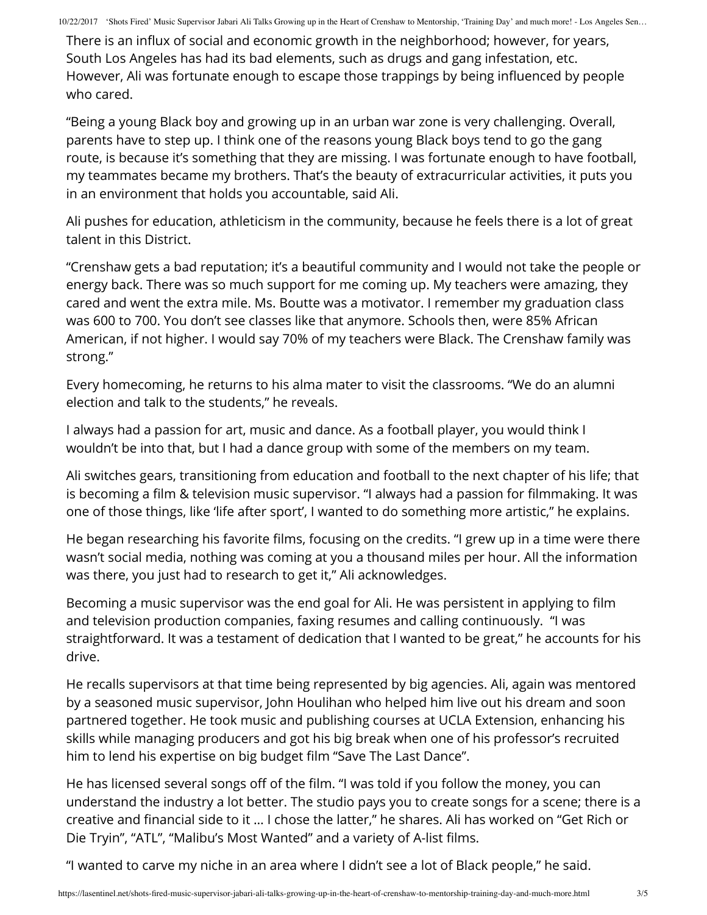There is an influx of social and economic growth in the neighborhood; however, for years, South Los Angeles has had its bad elements, such as drugs and gang infestation, etc. However, Ali was fortunate enough to escape those trappings by being influenced by people who cared.

“Being a young Black boy and growing up in an urban war zone is very challenging. Overall, parents have to step up. I think one of the reasons young Black boys tend to go the gang route, is because it’s something that they are missing. I was fortunate enough to have football, my teammates became my brothers. That’s the beauty of extracurricular activities, it puts you in an environment that holds you accountable, said Ali.

Ali pushes for education, athleticism in the community, because he feels there is a lot of great talent in this District.

“Crenshaw gets a bad reputation; it’s a beautiful community and I would not take the people or energy back. There was so much support for me coming up. My teachers were amazing, they cared and went the extra mile. Ms. Boutte was a motivator. I remember my graduation class was 600 to 700. You don’t see classes like that anymore. Schools then, were 85% African American, if not higher. I would say 70% of my teachers were Black. The Crenshaw family was strong.”

Every homecoming, he returns to his alma mater to visit the classrooms. “We do an alumni election and talk to the students,” he reveals.

I always had a passion for art, music and dance. As a football player, you would think I wouldn’t be into that, but I had a dance group with some of the members on my team.

Ali switches gears, transitioning from education and football to the next chapter of his life; that is becoming a film & television music supervisor. “I always had a passion for filmmaking. It was one of those things, like ‘life after sport’, I wanted to do something more artistic,” he explains.

He began researching his favorite films, focusing on the credits. “I grew up in a time were there wasn’t social media, nothing was coming at you a thousand miles per hour. All the information was there, you just had to research to get it,” Ali acknowledges.

Becoming a music supervisor was the end goal for Ali. He was persistent in applying to film and television production companies, faxing resumes and calling continuously. “I was straightforward. It was a testament of dedication that I wanted to be great,” he accounts for his drive.

He recalls supervisors at that time being represented by big agencies. Ali, again was mentored by a seasoned music supervisor, John Houlihan who helped him live out his dream and soon partnered together. He took music and publishing courses at UCLA Extension, enhancing his skills while managing producers and got his big break when one of his professor’s recruited him to lend his expertise on big budget film “Save The Last Dance”.

He has licensed several songs off of the film. “I was told if you follow the money, you can understand the industry a lot better. The studio pays you to create songs for a scene; there is a creative and financial side to it … I chose the latter,” he shares. Ali has worked on “Get Rich or Die Tryin”, “ATL”, “Malibu’s Most Wanted” and a variety of A-list films.

“I wanted to carve my niche in an area where I didn’t see a lot of Black people,” he said.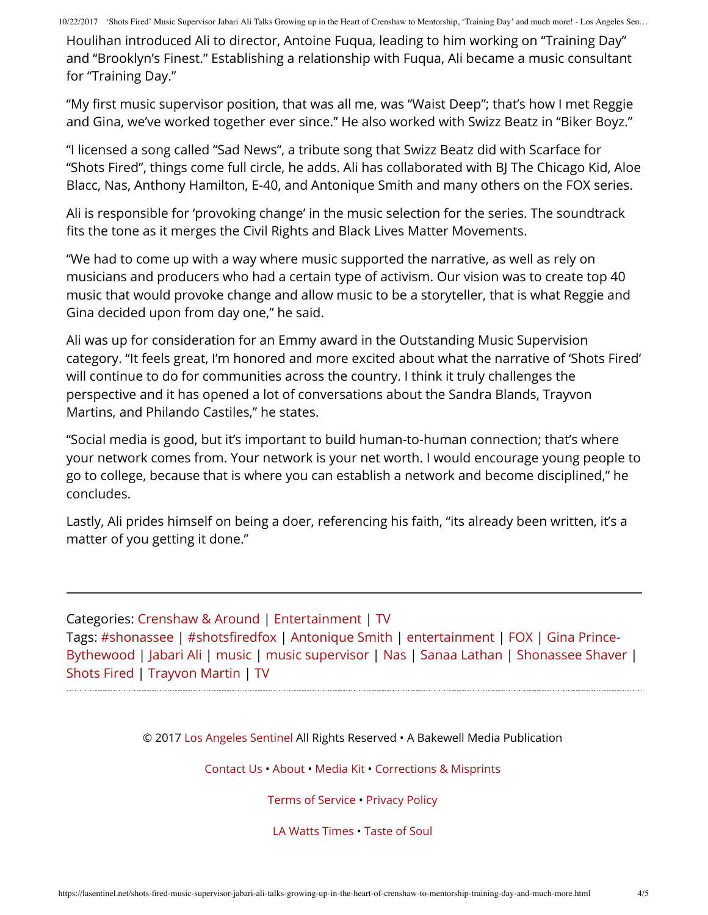Houlihan introduced Ali to director, Antoine Fuqua, leading to him working on "Training Day" and "Brooklyn's Finest." Establishing a relationship with Fuqua, Ali became a music consultant for "Training Day."

"My first music supervisor position, that was all me, was "Waist Deep"; that's how I met Reggie and Gina, we've worked together ever since." He also worked with Swizz Beatz in "Biker Boyz."

"I licensed a song called "Sad News", a tribute song that Swizz Beatz did with Scarface for "Shots Fired", things come full circle, he adds. Ali has collaborated with BJ The Chicago Kid, Aloe Blacc, Nas, Anthony Hamilton, E-40, and Antonique Smith and many others on the FOX series.

Ali is responsible for 'provoking change' in the music selection for the series. The soundtrack fits the tone as it merges the Civil Rights and Black Lives Matter Movements.

"We had to come up with a way where music supported the narrative, as well as rely on musicians and producers who had a certain type of activism. Our vision was to create top 40 music that would provoke change and allow music to be a storyteller, that is what Reggie and Gina decided upon from day one," he said.

Ali was up for consideration for an Emmy award in the Outstanding Music Supervision category. "It feels great, I'm honored and more excited about what the narrative of 'Shots Fired' will continue to do for communities across the country. I think it truly challenges the perspective and it has opened a lot of conversations about the Sandra Blands, Trayvon Martins, and Philando Castiles," he states.

"Social media is good, but it's important to build human-to-human connection; that's where your network comes from. Your network is your net worth. I would encourage young people to go to college, because that is where you can establish a network and become disciplined," he concludes.

Lastly, Ali prides himself on being a doer, referencing his faith, "its already been written, it's a matter of you getting it done."

---

Categories: Crenshaw & Around | Entertainment | TV

Tags: #shonassee | #shotsfiredfox | Antonique Smith | entertainment | FOX | Gina Prince-Bythewood | Jabari Ali | music | music supervisor | Nas | Sanaa Lathan | Shonassee Shaver | Shots Fired | Trayvon Martin | TV

© 2017 Los Angeles Sentinel All Rights Reserved • A Bakewell Media Publication

Contact Us • About • Media Kit • Corrections & Misprints

Terms of Service • Privacy Policy

LA Watts Times • Taste of Soul